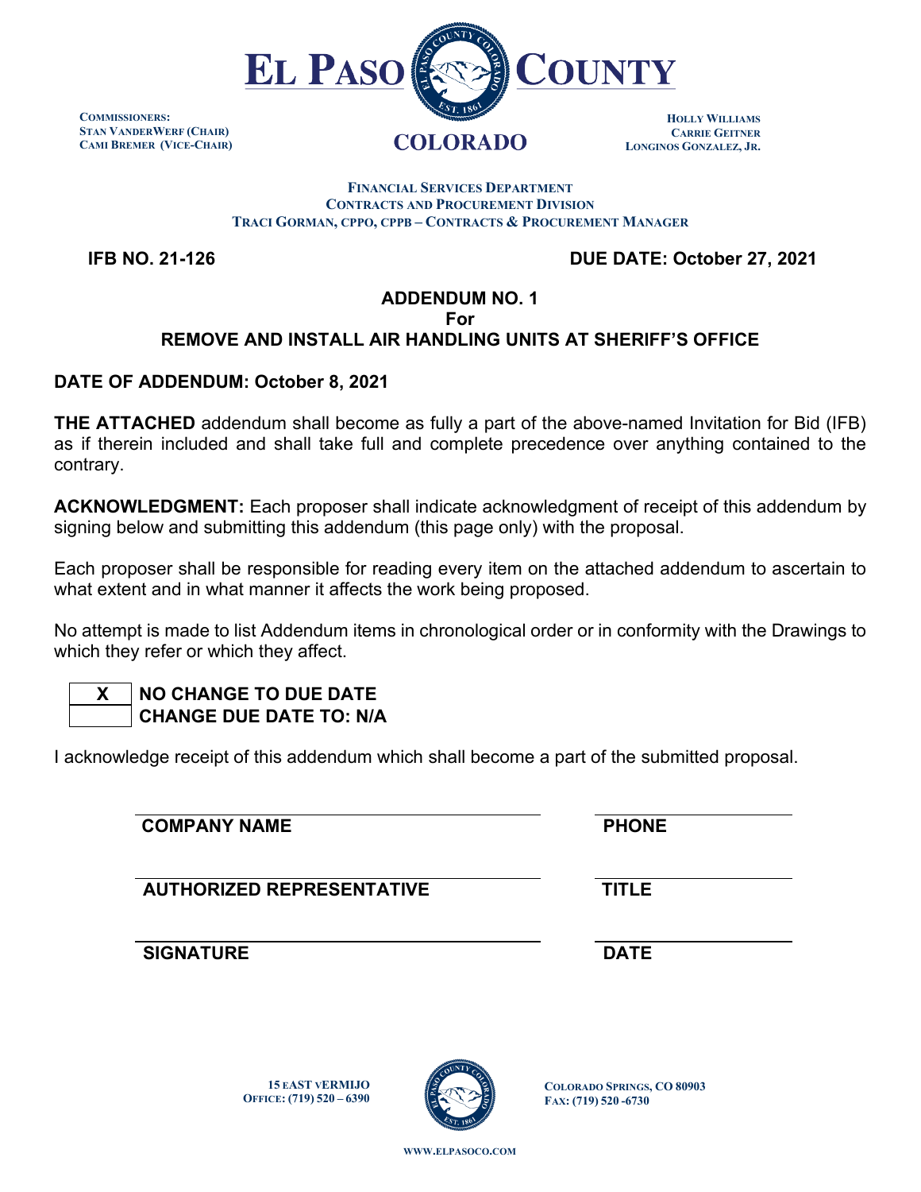# EL PASO COUNTY
## COLORADO

**COMMISSIONERS:**
**STAN VANDERWERF (CHAIR)**
**CAMI BREMER (VICE-CHAIR)**

**HOLLY WILLIAMS**
**CARRIE GEITNER**
**LONGINOS GONZALEZ, JR.**

**FINANCIAL SERVICES DEPARTMENT**
**CONTRACTS AND PROCUREMENT DIVISION**
**TRACI GORMAN, CPPO, CPPB – CONTRACTS & PROCUREMENT MANAGER**

**IFB NO. 21-126** **DUE DATE: October 27, 2021**

**ADDENDUM NO. 1**
**For**
**REMOVE AND INSTALL AIR HANDLING UNITS AT SHERIFF'S OFFICE**

**DATE OF ADDENDUM: October 8, 2021**

**THE ATTACHED** addendum shall become as fully a part of the above-named Invitation for Bid (IFB) as if therein included and shall take full and complete precedence over anything contained to the contrary.

**ACKNOWLEDGMENT:** Each proposer shall indicate acknowledgment of receipt of this addendum by signing below and submitting this addendum (this page only) with the proposal.

Each proposer shall be responsible for reading every item on the attached addendum to ascertain to what extent and in what manner it affects the work being proposed.

No attempt is made to list Addendum items in chronological order or in conformity with the Drawings to which they refer or which they affect.

| | |
|---|---|
| X | **NO CHANGE TO DUE DATE** |
| | **CHANGE DUE DATE TO: N/A** |

I acknowledge receipt of this addendum which shall become a part of the submitted proposal.

**COMPANY NAME** ______________________ **PHONE** ______________

**AUTHORIZED REPRESENTATIVE** ______________________ **TITLE** ______________

**SIGNATURE** ______________________ **DATE** ______________

15 EAST VERMIJO
OFFICE: (719) 520 – 6390

COLORADO SPRINGS, CO 80903
FAX: (719) 520 -6730

WWW.ELPASOCO.COM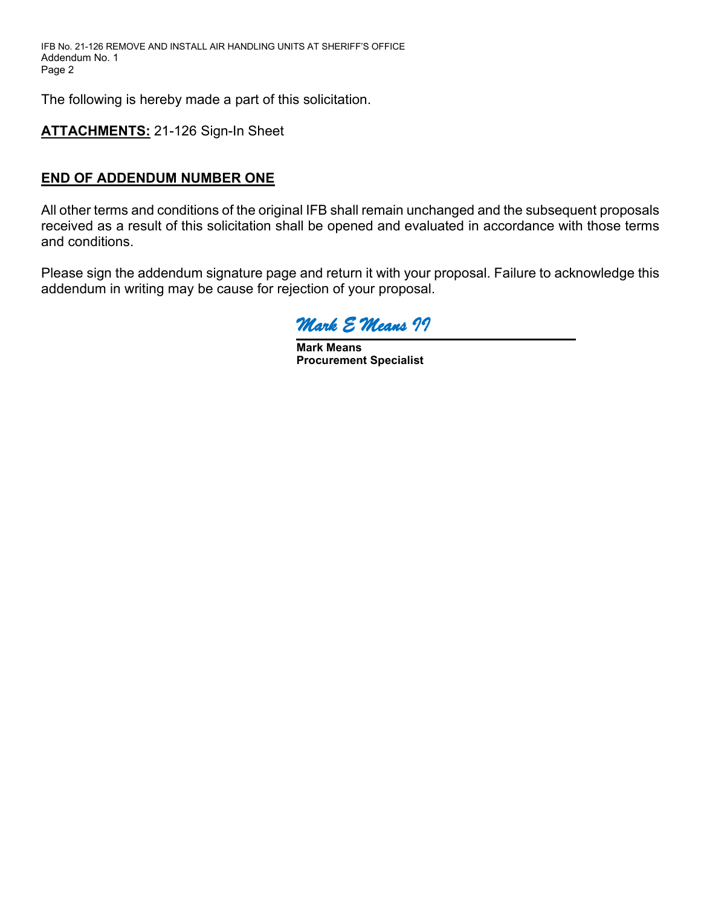The following is hereby made a part of this solicitation.

**ATTACHMENTS:** 21-126 Sign-In Sheet

**END OF ADDENDUM NUMBER ONE**

All other terms and conditions of the original IFB shall remain unchanged and the subsequent proposals received as a result of this solicitation shall be opened and evaluated in accordance with those terms and conditions.

Please sign the addendum signature page and return it with your proposal. Failure to acknowledge this addendum in writing may be cause for rejection of your proposal.

*Mark E Means II*

**Mark Means**
**Procurement Specialist**